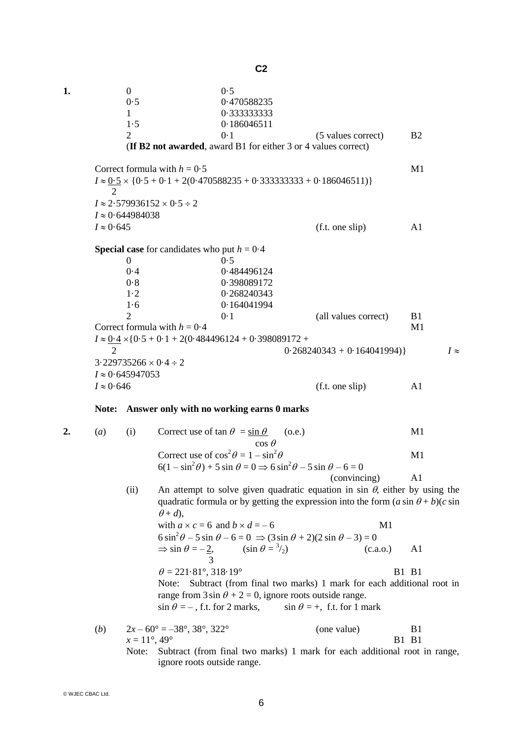## C2

**1.**

| | | | |
|---|---|---|---|
| 0 | 0·5 | | |
| 0·5 | 0·470588235 | | |
| 1 | 0·333333333 | | |
| 1·5 | 0·186046511 | | |
| 2 | 0·1 | (5 values correct) | B2 |

(**If B2 not awarded**, award B1 for either 3 or 4 values correct)

Correct formula with $h = 0·5$ — M1

$I \approx \frac{0·5}{2} \times \{0·5 + 0·1 + 2(0·470588235 + 0·333333333 + 0·186046511)\}$

$I \approx 2·579936152 \times 0·5 \div 2$

$I \approx 0·644984038$

$I \approx 0·645$ (f.t. one slip) — A1

**Special case** for candidates who put $h = 0·4$

| | | | |
|---|---|---|---|
| 0 | 0·5 | | |
| 0·4 | 0·484496124 | | |
| 0·8 | 0·398089172 | | |
| 1·2 | 0·268240343 | | |
| 1·6 | 0·164041994 | | |
| 2 | 0·1 | (all values correct) | B1 |

Correct formula with $h = 0·4$ — M1

$I \approx \frac{0·4}{2} \times \{0·5 + 0·1 + 2(0·484496124 + 0·398089172 + 0·268240343 + 0·164041994)\}$

$I \approx 3·229735266 \times 0·4 \div 2$

$I \approx 0·645947053$

$I \approx 0·646$ (f.t. one slip) — A1

**Note: Answer only with no working earns 0 marks**

**2.** (*a*) (i) Correct use of $\tan\theta = \frac{\sin\theta}{\cos\theta}$ (o.e.) — M1

Correct use of $\cos^2\theta = 1 - \sin^2\theta$ — M1

$6(1 - \sin^2\theta) + 5\sin\theta = 0 \Rightarrow 6\sin^2\theta - 5\sin\theta - 6 = 0$ (convincing) — A1

(ii) An attempt to solve given quadratic equation in $\sin\theta$, either by using the quadratic formula or by getting the expression into the form $(a\sin\theta + b)(c\sin\theta + d)$, with $a \times c = 6$ and $b \times d = -6$ — M1

$6\sin^2\theta - 5\sin\theta - 6 = 0 \Rightarrow (3\sin\theta + 2)(2\sin\theta - 3) = 0$

$\Rightarrow \sin\theta = -\frac{2}{3}$, $(\sin\theta = {}^3/_2)$ (c.a.o.) — A1

$\theta = 221·81°, 318·19°$ — B1 B1

Note: Subtract (from final two marks) 1 mark for each additional root in range from $3\sin\theta + 2 = 0$, ignore roots outside range.

$\sin\theta = -$, f.t. for 2 marks, $\quad \sin\theta = +$, f.t. for 1 mark

(*b*) $2x - 60° = -38°, 38°, 322°$ (one value) — B1

$x = 11°, 49°$ — B1 B1

Note: Subtract (from final two marks) 1 mark for each additional root in range, ignore roots outside range.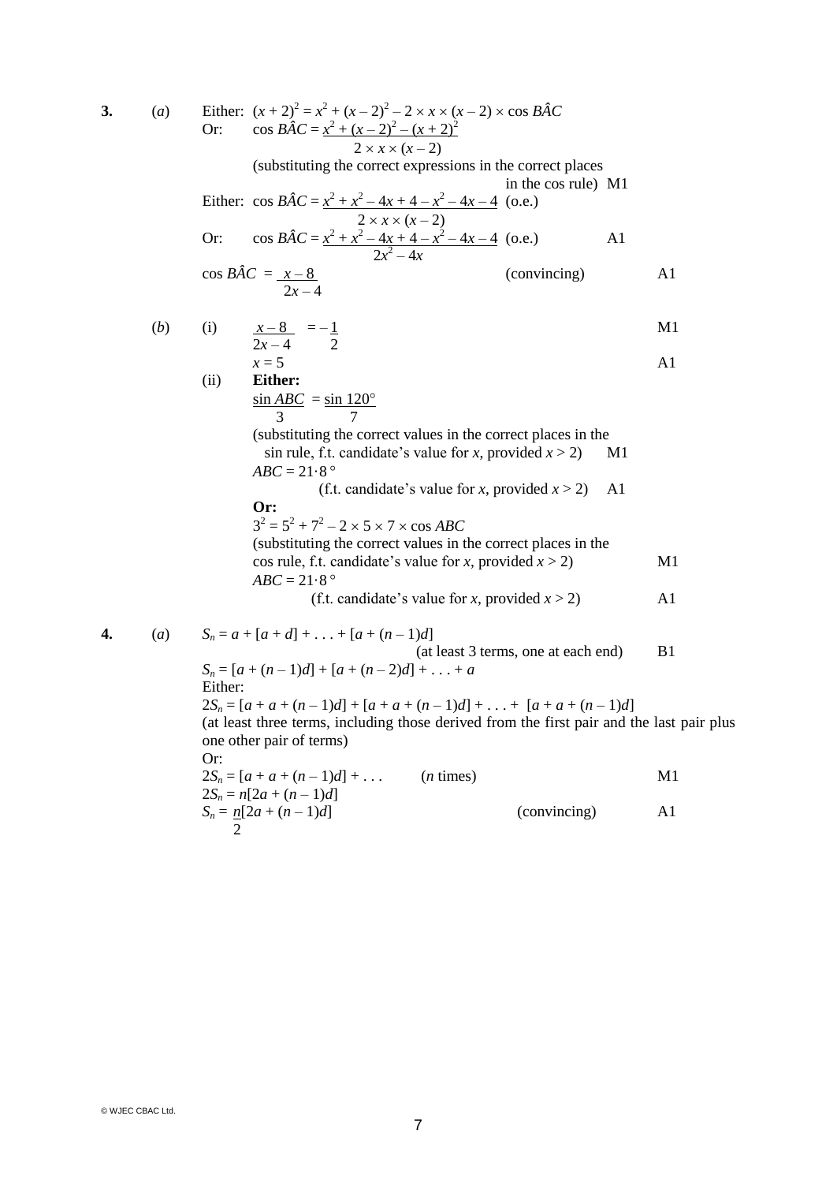**3.** (*a*)

Either: $(x + 2)^2 = x^2 + (x - 2)^2 - 2 \times x \times (x - 2) \times \cos B\hat{A}C$

Or: $\cos B\hat{A}C = \dfrac{x^2 + (x - 2)^2 - (x + 2)^2}{2 \times x \times (x - 2)}$

(substituting the correct expressions in the correct places in the cos rule) M1

Either: $\cos B\hat{A}C = \dfrac{x^2 + x^2 - 4x + 4 - x^2 - 4x - 4}{2 \times x \times (x - 2)}$ (o.e.)

Or: $\cos B\hat{A}C = \dfrac{x^2 + x^2 - 4x + 4 - x^2 - 4x - 4}{2x^2 - 4x}$ (o.e.) A1

$\cos B\hat{A}C = \dfrac{x - 8}{2x - 4}$ (convincing) A1

(*b*) (i) $\dfrac{x - 8}{2x - 4} = -\dfrac{1}{2}$ M1

$x = 5$ A1

(ii) **Either:**

$\dfrac{\sin ABC}{3} = \dfrac{\sin 120°}{7}$

(substituting the correct values in the correct places in the sin rule, f.t. candidate's value for $x$, provided $x > 2$) M1

$ABC = 21{\cdot}8°$

(f.t. candidate's value for $x$, provided $x > 2$) A1

**Or:**

$3^2 = 5^2 + 7^2 - 2 \times 5 \times 7 \times \cos ABC$

(substituting the correct values in the correct places in the cos rule, f.t. candidate's value for $x$, provided $x > 2$) M1

$ABC = 21{\cdot}8°$

(f.t. candidate's value for $x$, provided $x > 2$) A1

**4.** (*a*)

$S_n = a + [a + d] + \ldots + [a + (n - 1)d]$

(at least 3 terms, one at each end) B1

$S_n = [a + (n - 1)d] + [a + (n - 2)d] + \ldots + a$

Either:

$2S_n = [a + a + (n - 1)d] + [a + a + (n - 1)d] + \ldots + [a + a + (n - 1)d]$

(at least three terms, including those derived from the first pair and the last pair plus one other pair of terms)

Or:

$2S_n = [a + a + (n - 1)d] + \ldots$ ($n$ times) M1

$2S_n = n[2a + (n - 1)d]$

$S_n = \dfrac{n}{2}[2a + (n - 1)d]$ (convincing) A1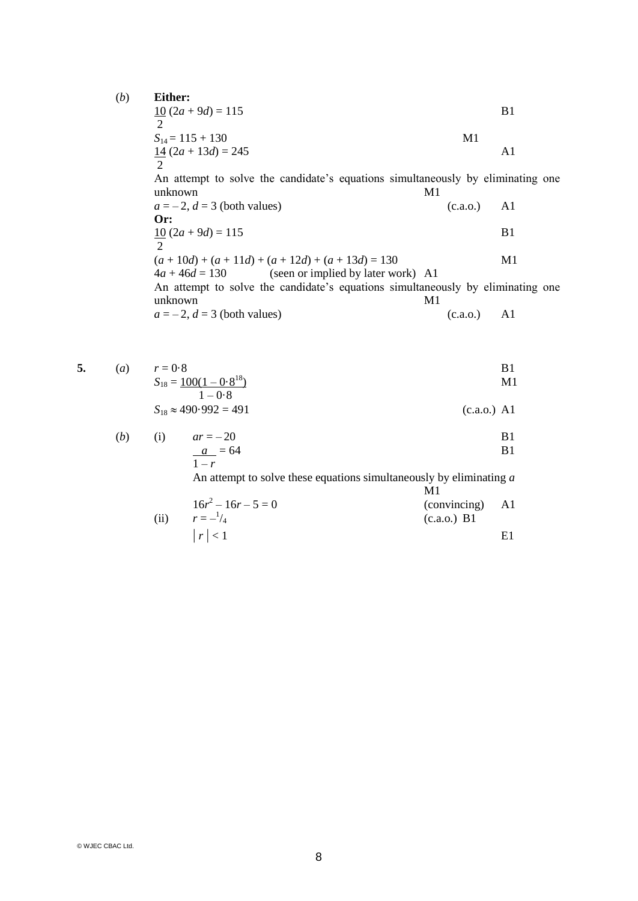(*b*) **Either:**

$\frac{10}{2}(2a + 9d) = 115$ B1

$S_{14} = 115 + 130$ M1

$\frac{14}{2}(2a + 13d) = 245$ A1

An attempt to solve the candidate's equations simultaneously by eliminating one unknown M1

$a = -2$, $d = 3$ (both values) (c.a.o.) A1

**Or:**

$\frac{10}{2}(2a + 9d) = 115$ B1

$(a + 10d) + (a + 11d) + (a + 12d) + (a + 13d) = 130$ M1

$4a + 46d = 130$ (seen or implied by later work) A1

An attempt to solve the candidate's equations simultaneously by eliminating one unknown M1

$a = -2$, $d = 3$ (both values) (c.a.o.) A1

**5.** (*a*) $r = 0{\cdot}8$ B1

$S_{18} = \frac{100(1 - 0{\cdot}8^{18})}{1 - 0{\cdot}8}$ M1

$S_{18} \approx 490{\cdot}992 = 491$ (c.a.o.) A1

(*b*) (i) $ar = -20$ B1

$\frac{a}{1 - r} = 64$ B1

An attempt to solve these equations simultaneously by eliminating $a$ M1

$16r^2 - 16r - 5 = 0$ (convincing) A1

(ii) $r = -\frac{1}{4}$ (c.a.o.) B1

$|r| < 1$ E1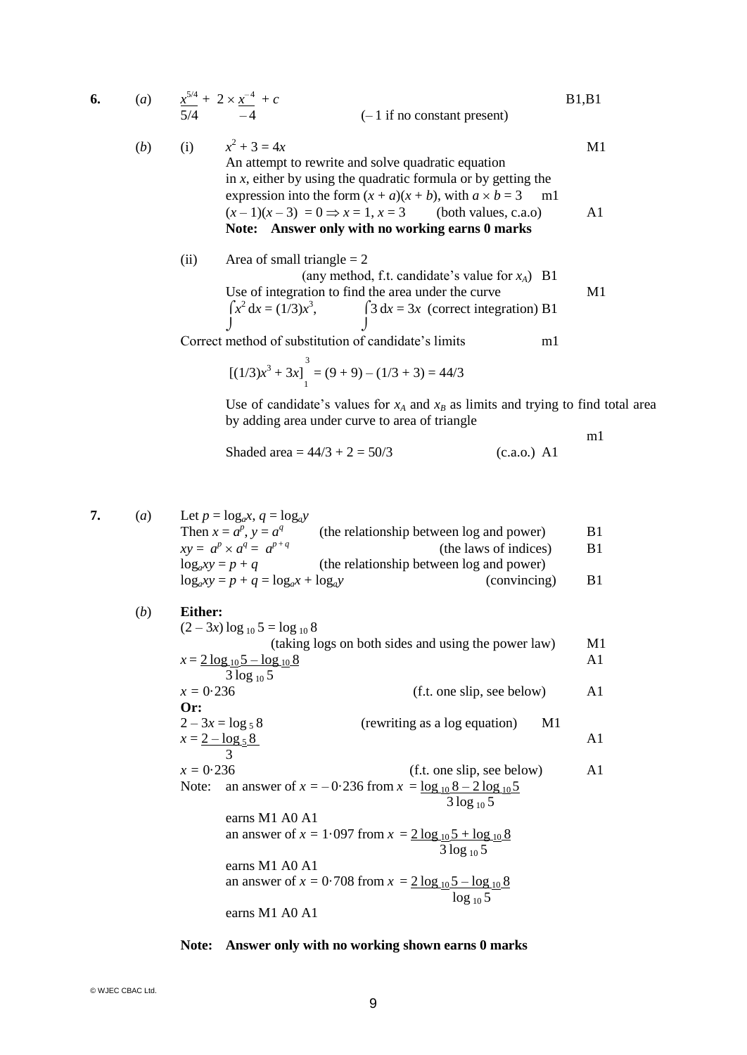**6.** (*a*) $\dfrac{x^{5/4}}{5/4} + 2 \times \dfrac{x^{-4}}{-4} + c$ B1,B1

(– 1 if no constant present)

(*b*) (i) $x^2 + 3 = 4x$ M1

An attempt to rewrite and solve quadratic equation in $x$, either by using the quadratic formula or by getting the expression into the form $(x + a)(x + b)$, with $a \times b = 3$ m1

$(x - 1)(x - 3) = 0 \Rightarrow x = 1, x = 3$ (both values, c.a.o) A1

**Note: Answer only with no working earns 0 marks**

(ii) Area of small triangle = 2 (any method, f.t. candidate's value for $x_A$) B1

Use of integration to find the area under the curve M1

$\int x^2 \, dx = (1/3)x^3$, $\int 3 \, dx = 3x$ (correct integration) B1

Correct method of substitution of candidate's limits m1

$$[(1/3)x^3 + 3x]_1^3 = (9 + 9) - (1/3 + 3) = 44/3$$

Use of candidate's values for $x_A$ and $x_B$ as limits and trying to find total area by adding area under curve to area of triangle m1

Shaded area = $44/3 + 2 = 50/3$ (c.a.o.) A1

**7.** (*a*) Let $p = \log_a x$, $q = \log_a y$

Then $x = a^p$, $y = a^q$ (the relationship between log and power) B1

$xy = a^p \times a^q = a^{p+q}$ (the laws of indices) B1

$\log_a xy = p + q$ (the relationship between log and power)

$\log_a xy = p + q = \log_a x + \log_a y$ (convincing) B1

(*b*) **Either:**

$(2 - 3x) \log_{10} 5 = \log_{10} 8$ (taking logs on both sides and using the power law) M1

$x = \dfrac{2 \log_{10} 5 - \log_{10} 8}{3 \log_{10} 5}$ A1

$x = 0{\cdot}236$ (f.t. one slip, see below) A1

**Or:**

$2 - 3x = \log_5 8$ (rewriting as a log equation) M1

$x = \dfrac{2 - \log_5 8}{3}$ A1

$x = 0{\cdot}236$ (f.t. one slip, see below) A1

Note: an answer of $x = -0{\cdot}236$ from $x = \dfrac{\log_{10} 8 - 2 \log_{10} 5}{3 \log_{10} 5}$ earns M1 A0 A1

an answer of $x = 1{\cdot}097$ from $x = \dfrac{2 \log_{10} 5 + \log_{10} 8}{3 \log_{10} 5}$ earns M1 A0 A1

an answer of $x = 0{\cdot}708$ from $x = \dfrac{2 \log_{10} 5 - \log_{10} 8}{\log_{10} 5}$ earns M1 A0 A1

**Note: Answer only with no working shown earns 0 marks**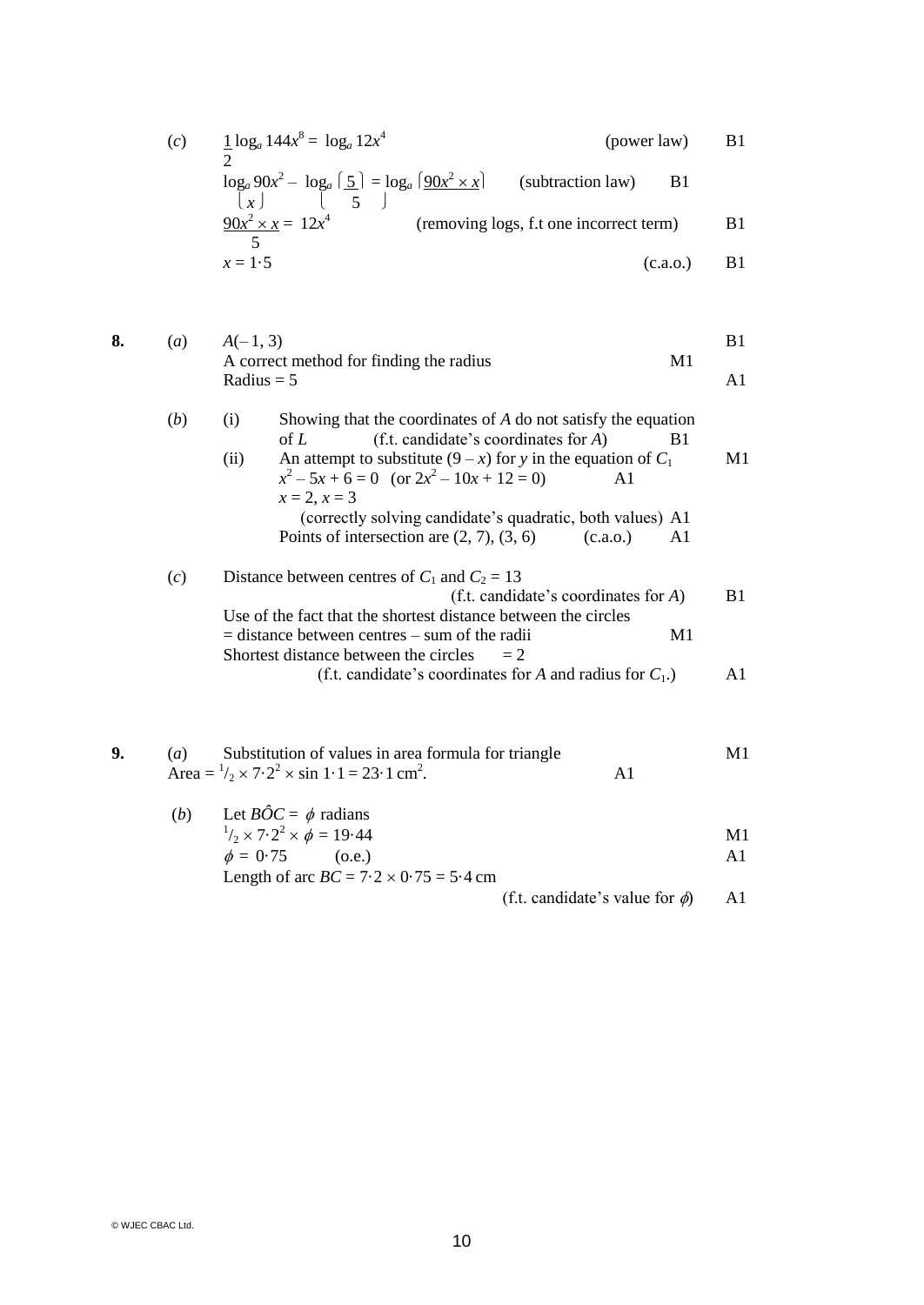(*c*) $\frac{1}{2}\log_a 144x^8 = \log_a 12x^4$ (power law) B1

$\log_a 90x^2 - \log_a \left(\frac{5}{x}\right) = \log_a \left(\frac{90x^2 \times x}{5}\right)$ (subtraction law) B1

$\frac{90x^2 \times x}{5} = 12x^4$ (removing logs, f.t one incorrect term) B1

$x = 1{\cdot}5$ (c.a.o.) B1

**8.** (*a*) $A(-1, 3)$ B1

A correct method for finding the radius M1

Radius = 5 A1

(*b*) (i) Showing that the coordinates of *A* do not satisfy the equation of *L* (f.t. candidate's coordinates for *A*) B1

(ii) An attempt to substitute $(9 - x)$ for *y* in the equation of $C_1$ M1

$x^2 - 5x + 6 = 0$ (or $2x^2 - 10x + 12 = 0$) A1

$x = 2$, $x = 3$

(correctly solving candidate's quadratic, both values) A1

Points of intersection are (2, 7), (3, 6) (c.a.o.) A1

(*c*) Distance between centres of $C_1$ and $C_2 = 13$

(f.t. candidate's coordinates for *A*) B1

Use of the fact that the shortest distance between the circles = distance between centres – sum of the radii M1

Shortest distance between the circles = 2

(f.t. candidate's coordinates for *A* and radius for $C_1$.) A1

**9.** (*a*) Substitution of values in area formula for triangle M1

Area = $\frac{1}{2} \times 7{\cdot}2^2 \times \sin 1{\cdot}1 = 23{\cdot}1\text{ cm}^2$. A1

(*b*) Let $B\hat{O}C = \phi$ radians

$\frac{1}{2} \times 7{\cdot}2^2 \times \phi = 19{\cdot}44$ M1

$\phi = 0{\cdot}75$ (o.e.) A1

Length of arc $BC = 7{\cdot}2 \times 0{\cdot}75 = 5{\cdot}4$ cm

(f.t. candidate's value for $\phi$) A1